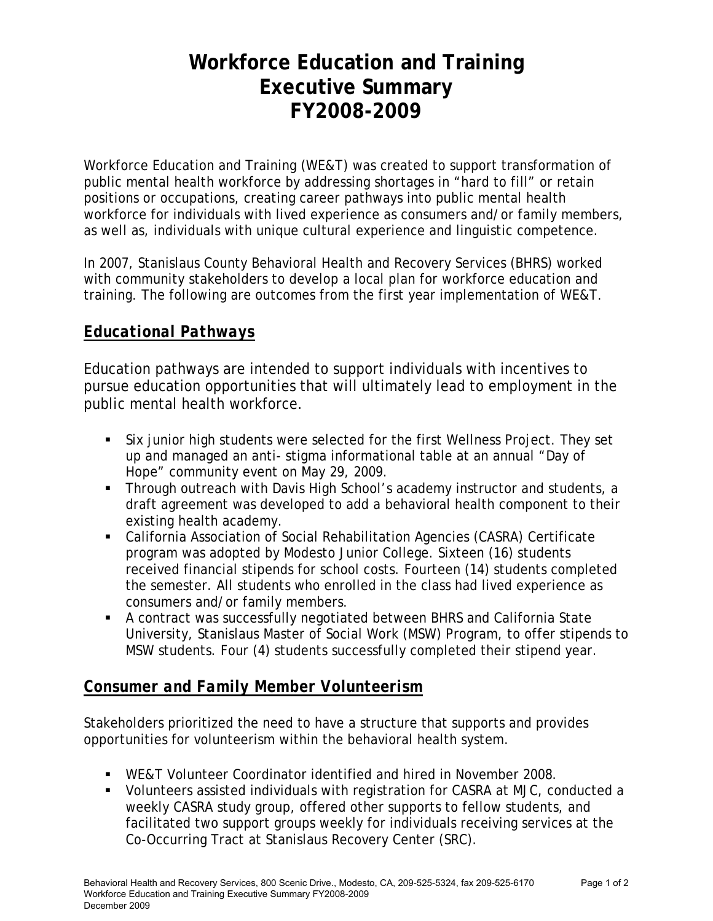# Workforce Education and Training Executive Summary FY2008-2009

Workforce Education and Training (WE&T) was created to support transformation of public mental health workforce by addressing shortages in "hard to fill" or retain positions or occupations, creating career pathways into public mental health workforce for individuals with lived experience as consumers and/or family members, as well as, individuals with unique cultural experience and linguistic competence.

In 2007, Stanislaus County Behavioral Health and Recovery Services (BHRS) worked with community stakeholders to develop a local plan for workforce education and training. The following are outcomes from the first year implementation of WE&T.

## ***Educational Pathways***

Education pathways are intended to support individuals with incentives to pursue education opportunities that will ultimately lead to employment in the public mental health workforce.

- Six junior high students were selected for the first Wellness Project. They set up and managed an anti- stigma informational table at an annual "Day of Hope" community event on May 29, 2009.
- Through outreach with Davis High School's academy instructor and students, a draft agreement was developed to add a behavioral health component to their existing health academy.
- California Association of Social Rehabilitation Agencies (CASRA) Certificate program was adopted by Modesto Junior College. Sixteen (16) students received financial stipends for school costs. Fourteen (14) students completed the semester. All students who enrolled in the class had lived experience as consumers and/or family members.
- A contract was successfully negotiated between BHRS and California State University, Stanislaus Master of Social Work (MSW) Program, to offer stipends to MSW students. Four (4) students successfully completed their stipend year.

## ***Consumer and Family Member Volunteerism***

Stakeholders prioritized the need to have a structure that supports and provides opportunities for volunteerism within the behavioral health system.

- WE&T Volunteer Coordinator identified and hired in November 2008.
- Volunteers assisted individuals with registration for CASRA at MJC, conducted a weekly CASRA study group, offered other supports to fellow students, and facilitated two support groups weekly for individuals receiving services at the Co-Occurring Tract at Stanislaus Recovery Center (SRC).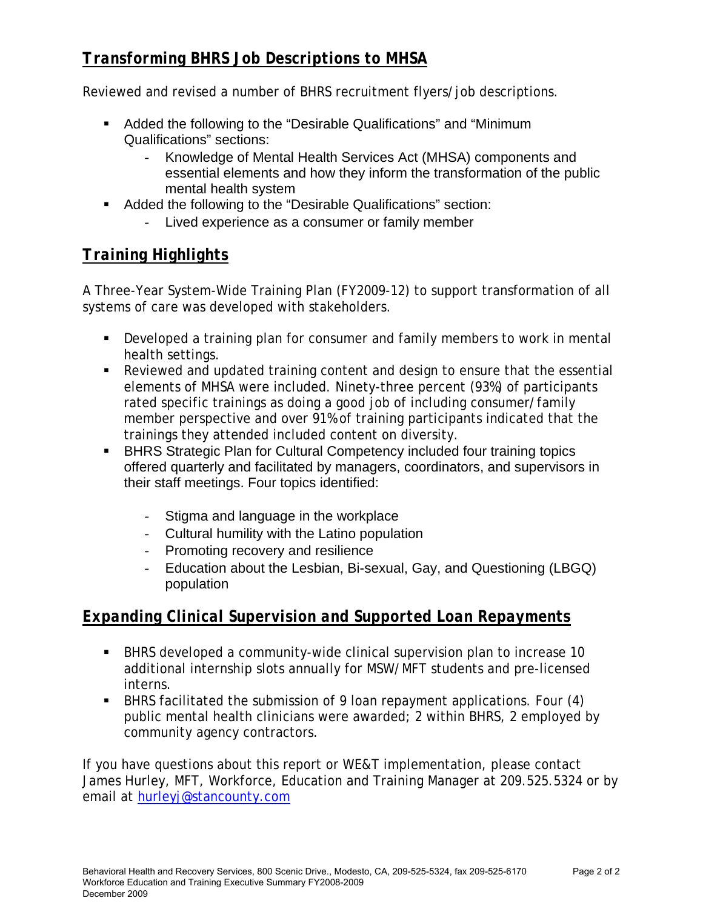## ***Transforming BHRS Job Descriptions to MHSA***

Reviewed and revised a number of BHRS recruitment flyers/job descriptions.

- Added the following to the "Desirable Qualifications" and "Minimum Qualifications" sections:
  - Knowledge of Mental Health Services Act (MHSA) components and essential elements and how they inform the transformation of the public mental health system
- Added the following to the "Desirable Qualifications" section:
  - Lived experience as a consumer or family member

## ***Training Highlights***

A Three-Year System-Wide Training Plan (FY2009-12) to support transformation of all systems of care was developed with stakeholders.

- Developed a training plan for consumer and family members to work in mental health settings.
- Reviewed and updated training content and design to ensure that the essential elements of MHSA were included. Ninety-three percent (93%) of participants rated specific trainings as doing a good job of including consumer/family member perspective and over 91% of training participants indicated that the trainings they attended included content on diversity.
- BHRS Strategic Plan for Cultural Competency included four training topics offered quarterly and facilitated by managers, coordinators, and supervisors in their staff meetings. Four topics identified:
  - Stigma and language in the workplace
  - Cultural humility with the Latino population
  - Promoting recovery and resilience
  - Education about the Lesbian, Bi-sexual, Gay, and Questioning (LBGQ) population

## ***Expanding Clinical Supervision and Supported Loan Repayments***

- BHRS developed a community-wide clinical supervision plan to increase 10 additional internship slots annually for MSW/MFT students and pre-licensed interns.
- BHRS facilitated the submission of 9 loan repayment applications. Four (4) public mental health clinicians were awarded; 2 within BHRS, 2 employed by community agency contractors.

If you have questions about this report or WE&T implementation, please contact James Hurley, MFT, Workforce, Education and Training Manager at 209.525.5324 or by email at hurleyj@stancounty.com

Behavioral Health and Recovery Services, 800 Scenic Drive., Modesto, CA, 209-525-5324, fax 209-525-6170
Workforce Education and Training Executive Summary FY2008-2009
December 2009